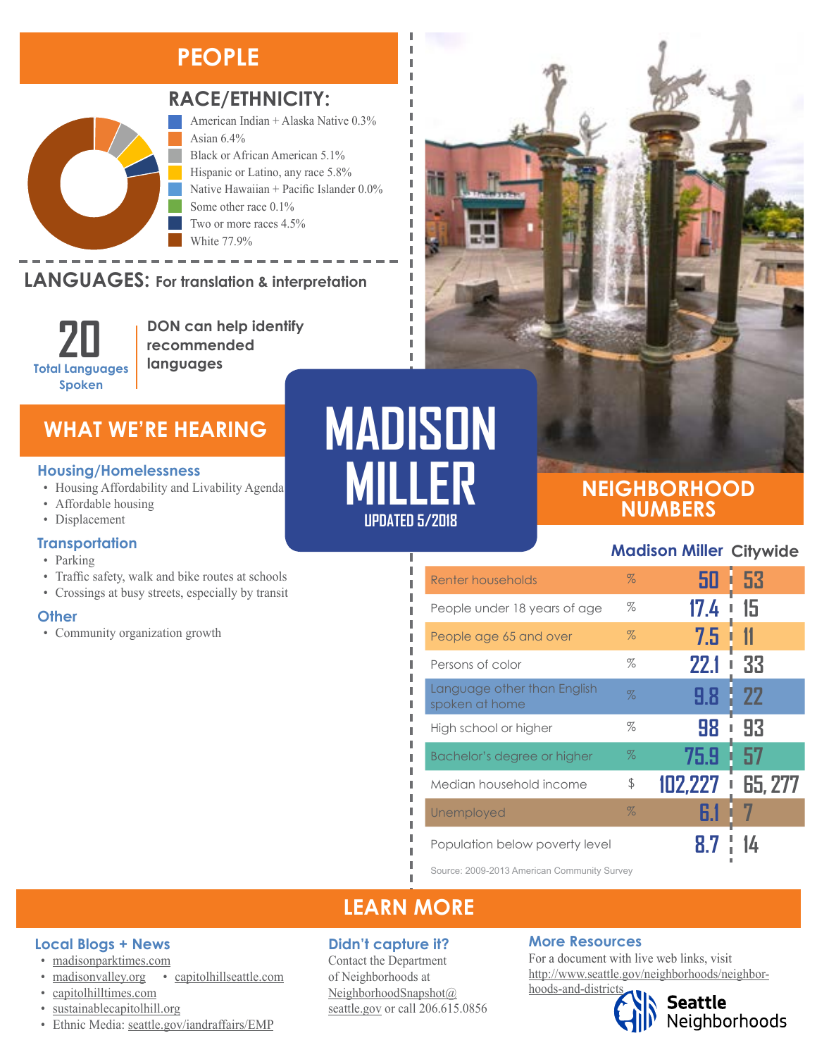# MADISON MILLER

UPDATED 5/2018

## PEOPLE

### RACE/ETHNICITY:

- American Indian + Alaska Native 0.3%
- Asian 6.4%
- Black or African American 5.1%
- Hispanic or Latino, any race 5.8%
- Native Hawaiian + Pacific Islander 0.0%
- Some other race 0.1%
- Two or more races 4.5%
- White 77.9%

### LANGUAGES: For translation & interpretation

**20** Total Languages Spoken

**DON can help identify recommended languages**

## WHAT WE'RE HEARING

### Housing/Homelessness

- Housing Affordability and Livability Agenda
- Affordable housing
- Displacement

### Transportation

- Parking
- Traffic safety, walk and bike routes at schools
- Crossings at busy streets, especially by transit

### Other

- Community organization growth

## NEIGHBORHOOD NUMBERS

| | | Madison Miller | Citywide |
|---|---|---|---|
| Renter households | % | 50 | 53 |
| People under 18 years of age | % | 17.4 | 15 |
| People age 65 and over | % | 7.5 | 11 |
| Persons of color | % | 22.1 | 33 |
| Language other than English spoken at home | % | 9.8 | 22 |
| High school or higher | % | 98 | 93 |
| Bachelor's degree or higher | % | 75.9 | 57 |
| Median household income | $ | 102,227 | 65, 277 |
| Unemployed | % | 6.1 | 7 |
| Population below poverty level | | 8.7 | 14 |

Source: 2009-2013 American Community Survey

## LEARN MORE

### Local Blogs + News

- madisonparktimes.com
- madisonvalley.org
- capitolhillseattle.com
- capitolhilltimes.com
- sustainablecapitolhill.org
- Ethnic Media: seattle.gov/iandraffairs/EMP

### Didn't capture it?

Contact the Department of Neighborhoods at NeighborhoodSnapshot@seattle.gov or call 206.615.0856

### More Resources

For a document with live web links, visit http://www.seattle.gov/neighborhoods/neighborhoods-and-districts

Seattle Neighborhoods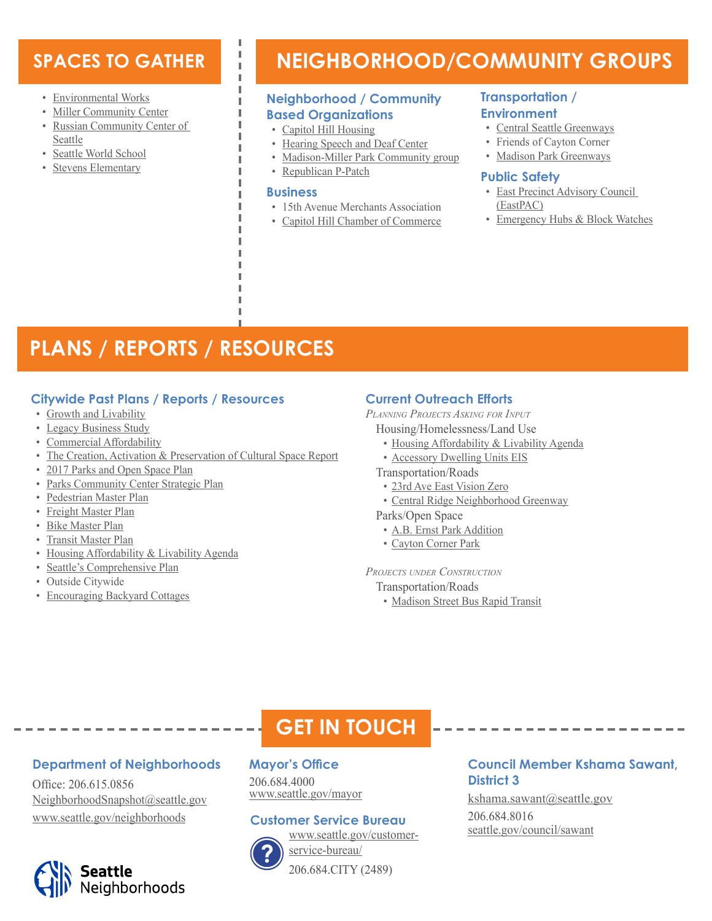## SPACES TO GATHER

- Environmental Works
- Miller Community Center
- Russian Community Center of Seattle
- Seattle World School
- Stevens Elementary

## NEIGHBORHOOD/COMMUNITY GROUPS

### Neighborhood / Community Based Organizations

- Capitol Hill Housing
- Hearing Speech and Deaf Center
- Madison-Miller Park Community group
- Republican P-Patch

### Business

- 15th Avenue Merchants Association
- Capitol Hill Chamber of Commerce

### Transportation / Environment

- Central Seattle Greenways
- Friends of Cayton Corner
- Madison Park Greenways

### Public Safety

- East Precinct Advisory Council (EastPAC)
- Emergency Hubs & Block Watches

## PLANS / REPORTS / RESOURCES

### Citywide Past Plans / Reports / Resources

- Growth and Livability
- Legacy Business Study
- Commercial Affordability
- The Creation, Activation & Preservation of Cultural Space Report
- 2017 Parks and Open Space Plan
- Parks Community Center Strategic Plan
- Pedestrian Master Plan
- Freight Master Plan
- Bike Master Plan
- Transit Master Plan
- Housing Affordability & Livability Agenda
- Seattle's Comprehensive Plan
- Outside Citywide
- Encouraging Backyard Cottages

### Current Outreach Efforts

*Planning Projects Asking for Input*

Housing/Homelessness/Land Use
- Housing Affordability & Livability Agenda
- Accessory Dwelling Units EIS

Transportation/Roads
- 23rd Ave East Vision Zero
- Central Ridge Neighborhood Greenway

Parks/Open Space
- A.B. Ernst Park Addition
- Cayton Corner Park

*Projects under Construction*

Transportation/Roads
- Madison Street Bus Rapid Transit

## GET IN TOUCH

### Department of Neighborhoods

Office: 206.615.0856
NeighborhoodSnapshot@seattle.gov
www.seattle.gov/neighborhoods

Seattle Neighborhoods

### Mayor's Office

206.684.4000
www.seattle.gov/mayor

### Customer Service Bureau

www.seattle.gov/customer-service-bureau/
206.684.CITY (2489)

### Council Member Kshama Sawant, District 3

kshama.sawant@seattle.gov
206.684.8016
seattle.gov/council/sawant